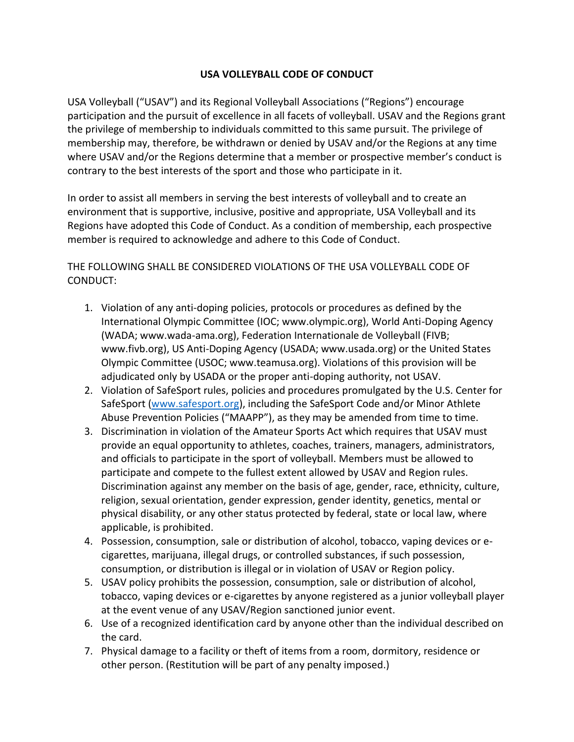# USA VOLLEYBALL CODE OF CONDUCT

USA Volleyball ("USAV") and its Regional Volleyball Associations ("Regions") encourage participation and the pursuit of excellence in all facets of volleyball. USAV and the Regions grant the privilege of membership to individuals committed to this same pursuit. The privilege of membership may, therefore, be withdrawn or denied by USAV and/or the Regions at any time where USAV and/or the Regions determine that a member or prospective member's conduct is contrary to the best interests of the sport and those who participate in it.

In order to assist all members in serving the best interests of volleyball and to create an environment that is supportive, inclusive, positive and appropriate, USA Volleyball and its Regions have adopted this Code of Conduct. As a condition of membership, each prospective member is required to acknowledge and adhere to this Code of Conduct.

THE FOLLOWING SHALL BE CONSIDERED VIOLATIONS OF THE USA VOLLEYBALL CODE OF CONDUCT:

1. Violation of any anti-doping policies, protocols or procedures as defined by the International Olympic Committee (IOC; www.olympic.org), World Anti-Doping Agency (WADA; www.wada-ama.org), Federation Internationale de Volleyball (FIVB; www.fivb.org), US Anti-Doping Agency (USADA; www.usada.org) or the United States Olympic Committee (USOC; www.teamusa.org). Violations of this provision will be adjudicated only by USADA or the proper anti-doping authority, not USAV.
2. Violation of SafeSport rules, policies and procedures promulgated by the U.S. Center for SafeSport ([www.safesport.org](www.safesport.org)), including the SafeSport Code and/or Minor Athlete Abuse Prevention Policies ("MAAPP"), as they may be amended from time to time.
3. Discrimination in violation of the Amateur Sports Act which requires that USAV must provide an equal opportunity to athletes, coaches, trainers, managers, administrators, and officials to participate in the sport of volleyball. Members must be allowed to participate and compete to the fullest extent allowed by USAV and Region rules. Discrimination against any member on the basis of age, gender, race, ethnicity, culture, religion, sexual orientation, gender expression, gender identity, genetics, mental or physical disability, or any other status protected by federal, state or local law, where applicable, is prohibited.
4. Possession, consumption, sale or distribution of alcohol, tobacco, vaping devices or e-cigarettes, marijuana, illegal drugs, or controlled substances, if such possession, consumption, or distribution is illegal or in violation of USAV or Region policy.
5. USAV policy prohibits the possession, consumption, sale or distribution of alcohol, tobacco, vaping devices or e-cigarettes by anyone registered as a junior volleyball player at the event venue of any USAV/Region sanctioned junior event.
6. Use of a recognized identification card by anyone other than the individual described on the card.
7. Physical damage to a facility or theft of items from a room, dormitory, residence or other person. (Restitution will be part of any penalty imposed.)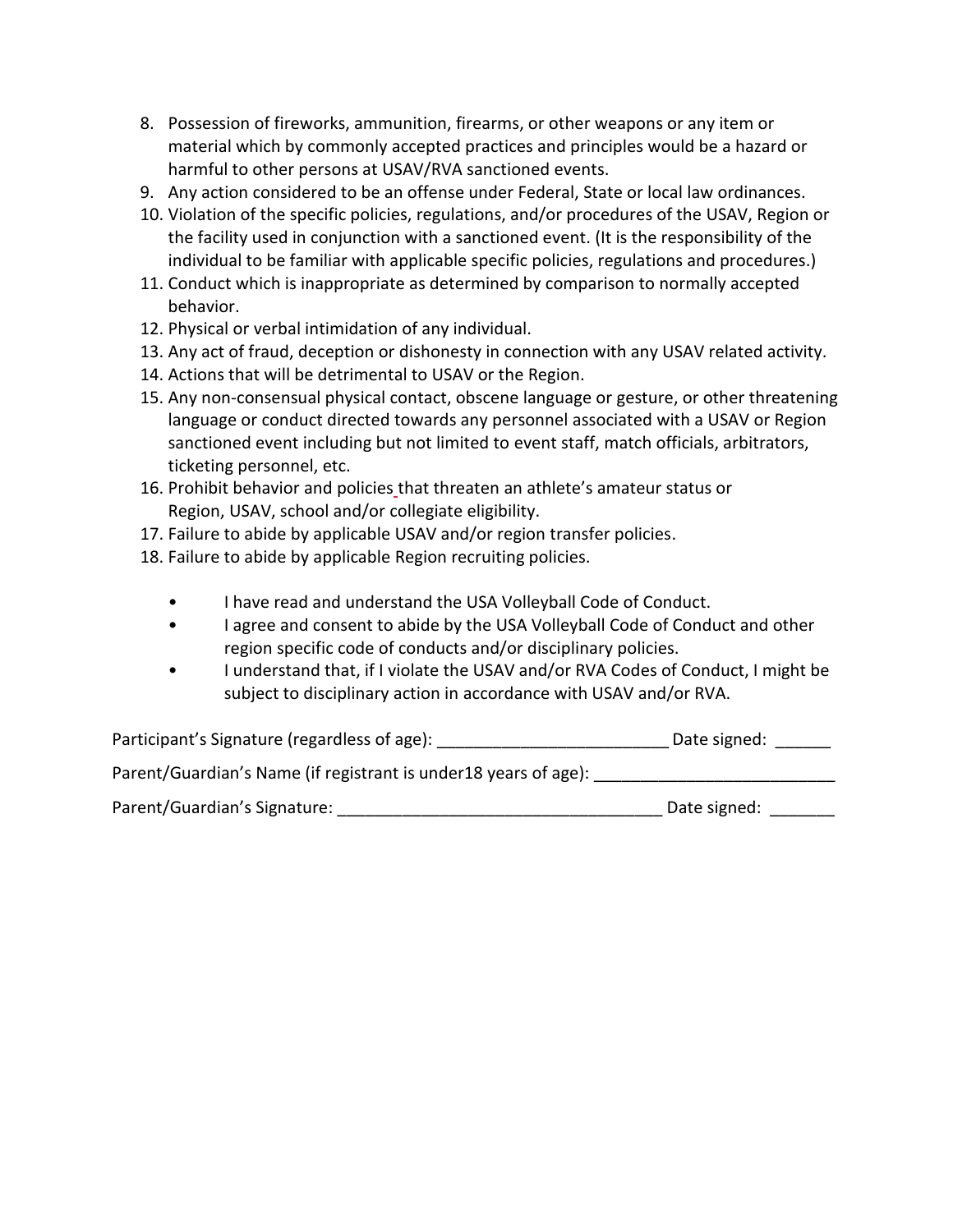8. Possession of fireworks, ammunition, firearms, or other weapons or any item or material which by commonly accepted practices and principles would be a hazard or harmful to other persons at USAV/RVA sanctioned events.
9. Any action considered to be an offense under Federal, State or local law ordinances.
10. Violation of the specific policies, regulations, and/or procedures of the USAV, Region or the facility used in conjunction with a sanctioned event. (It is the responsibility of the individual to be familiar with applicable specific policies, regulations and procedures.)
11. Conduct which is inappropriate as determined by comparison to normally accepted behavior.
12. Physical or verbal intimidation of any individual.
13. Any act of fraud, deception or dishonesty in connection with any USAV related activity.
14. Actions that will be detrimental to USAV or the Region.
15. Any non-consensual physical contact, obscene language or gesture, or other threatening language or conduct directed towards any personnel associated with a USAV or Region sanctioned event including but not limited to event staff, match officials, arbitrators, ticketing personnel, etc.
16. Prohibit behavior and policies that threaten an athlete's amateur status or Region, USAV, school and/or collegiate eligibility.
17. Failure to abide by applicable USAV and/or region transfer policies.
18. Failure to abide by applicable Region recruiting policies.

- I have read and understand the USA Volleyball Code of Conduct.
- I agree and consent to abide by the USA Volleyball Code of Conduct and other region specific code of conducts and/or disciplinary policies.
- I understand that, if I violate the USAV and/or RVA Codes of Conduct, I might be subject to disciplinary action in accordance with USAV and/or RVA.

Participant's Signature (regardless of age): _________________________ Date signed: ______

Parent/Guardian's Name (if registrant is under18 years of age): _________________________

Parent/Guardian's Signature: __________________________________ Date signed: _______